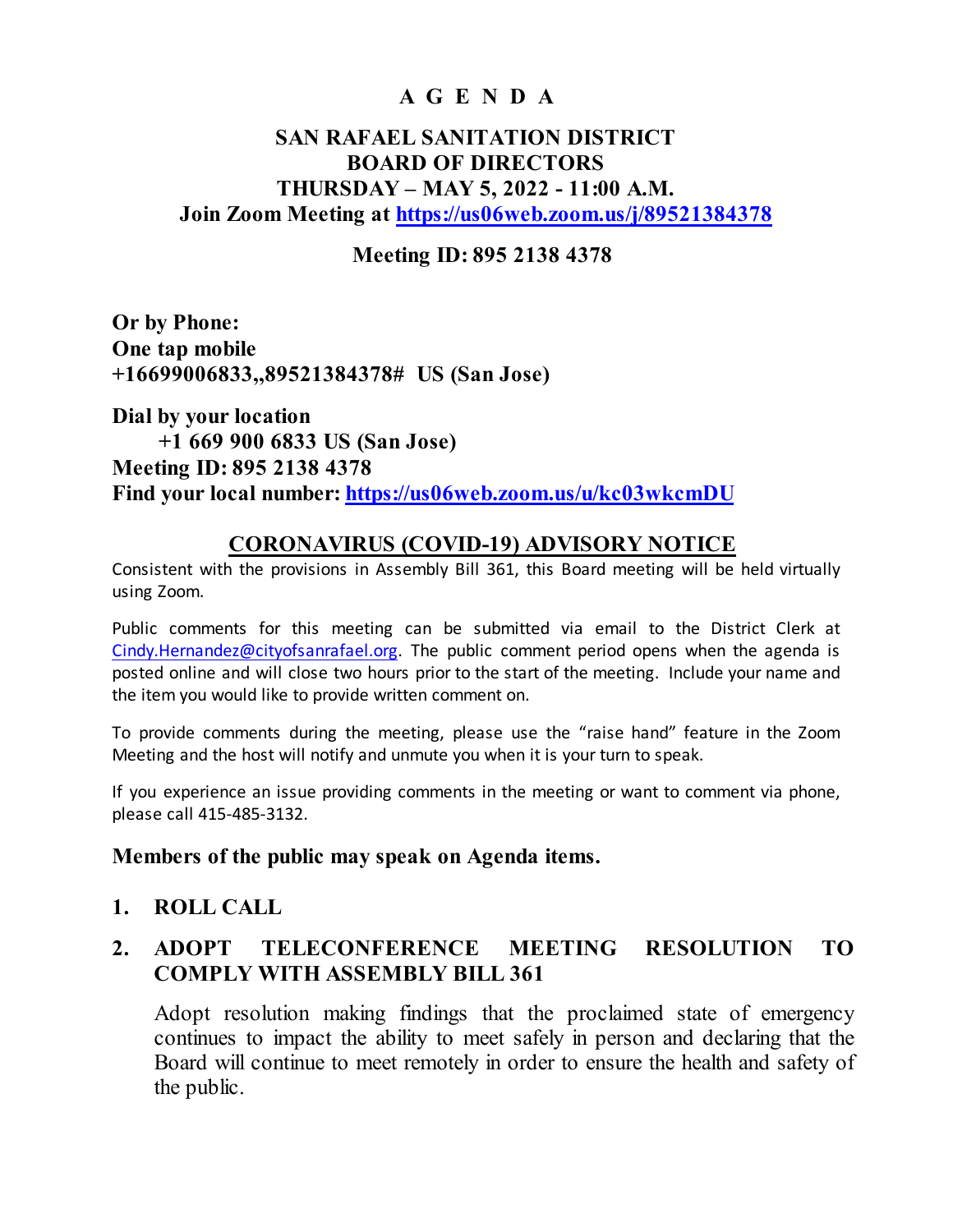# A G E N D A

## SAN RAFAEL SANITATION DISTRICT BOARD OF DIRECTORS THURSDAY – MAY 5, 2022 - 11:00 A.M.

**Join Zoom Meeting at [https://us06web.zoom.us/j/89521384378](https://us06web.zoom.us/j/89521384378)**

**Meeting ID: 895 2138 4378**

**Or by Phone:**
**One tap mobile**
**+16699006833,,89521384378# US (San Jose)**

**Dial by your location**
**+1 669 900 6833 US (San Jose)**
**Meeting ID: 895 2138 4378**
**Find your local number: [https://us06web.zoom.us/u/kc03wkcmDU](https://us06web.zoom.us/u/kc03wkcmDU)**

### CORONAVIRUS (COVID-19) ADVISORY NOTICE

Consistent with the provisions in Assembly Bill 361, this Board meeting will be held virtually using Zoom.

Public comments for this meeting can be submitted via email to the District Clerk at [Cindy.Hernandez@cityofsanrafael.org](mailto:Cindy.Hernandez@cityofsanrafael.org). The public comment period opens when the agenda is posted online and will close two hours prior to the start of the meeting. Include your name and the item you would like to provide written comment on.

To provide comments during the meeting, please use the "raise hand" feature in the Zoom Meeting and the host will notify and unmute you when it is your turn to speak.

If you experience an issue providing comments in the meeting or want to comment via phone, please call 415-485-3132.

**Members of the public may speak on Agenda items.**

1. **ROLL CALL**

2. **ADOPT TELECONFERENCE MEETING RESOLUTION TO COMPLY WITH ASSEMBLY BILL 361**

   Adopt resolution making findings that the proclaimed state of emergency continues to impact the ability to meet safely in person and declaring that the Board will continue to meet remotely in order to ensure the health and safety of the public.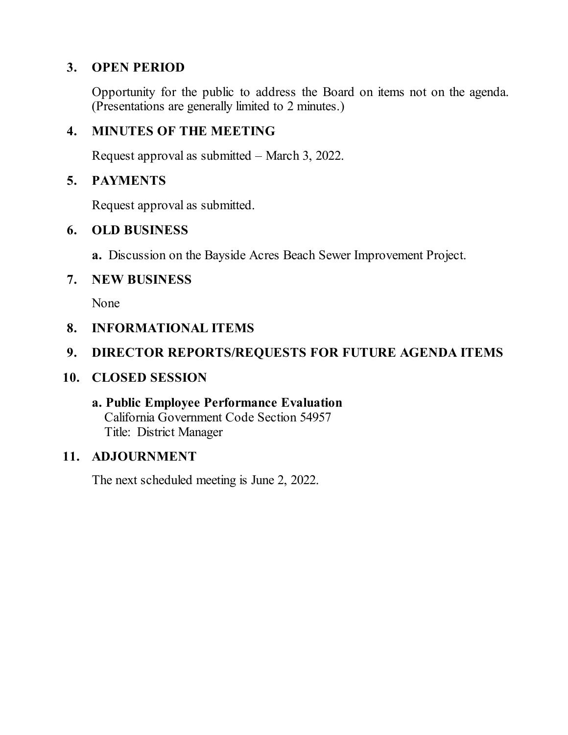## 3. OPEN PERIOD

Opportunity for the public to address the Board on items not on the agenda. (Presentations are generally limited to 2 minutes.)

## 4. MINUTES OF THE MEETING

Request approval as submitted – March 3, 2022.

## 5. PAYMENTS

Request approval as submitted.

## 6. OLD BUSINESS

**a.** Discussion on the Bayside Acres Beach Sewer Improvement Project.

## 7. NEW BUSINESS

None

## 8. INFORMATIONAL ITEMS

## 9. DIRECTOR REPORTS/REQUESTS FOR FUTURE AGENDA ITEMS

## 10. CLOSED SESSION

**a. Public Employee Performance Evaluation**
California Government Code Section 54957
Title: District Manager

## 11. ADJOURNMENT

The next scheduled meeting is June 2, 2022.